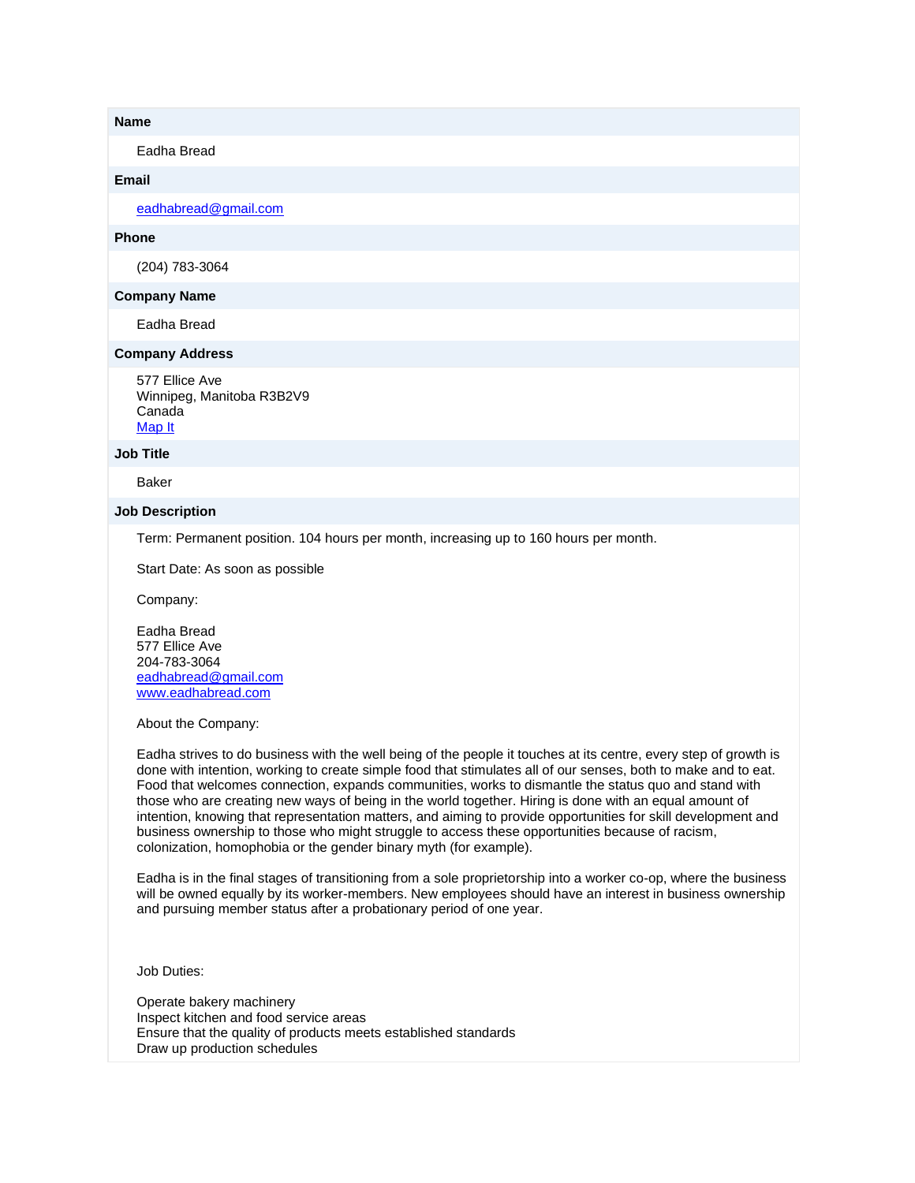**Name**

Eadha Bread

**Email**

eadhabread@gmail.com

**Phone**

(204) 783-3064

**Company Name**

Eadha Bread

**Company Address**

577 Ellice Ave
Winnipeg, Manitoba R3B2V9
Canada
Map It

**Job Title**

Baker

**Job Description**

Term: Permanent position. 104 hours per month, increasing up to 160 hours per month.

Start Date: As soon as possible

Company:

Eadha Bread
577 Ellice Ave
204-783-3064
eadhabread@gmail.com
www.eadhabread.com

About the Company:

Eadha strives to do business with the well being of the people it touches at its centre, every step of growth is done with intention, working to create simple food that stimulates all of our senses, both to make and to eat. Food that welcomes connection, expands communities, works to dismantle the status quo and stand with those who are creating new ways of being in the world together. Hiring is done with an equal amount of intention, knowing that representation matters, and aiming to provide opportunities for skill development and business ownership to those who might struggle to access these opportunities because of racism, colonization, homophobia or the gender binary myth (for example).

Eadha is in the final stages of transitioning from a sole proprietorship into a worker co-op, where the business will be owned equally by its worker-members. New employees should have an interest in business ownership and pursuing member status after a probationary period of one year.

Job Duties:

Operate bakery machinery
Inspect kitchen and food service areas
Ensure that the quality of products meets established standards
Draw up production schedules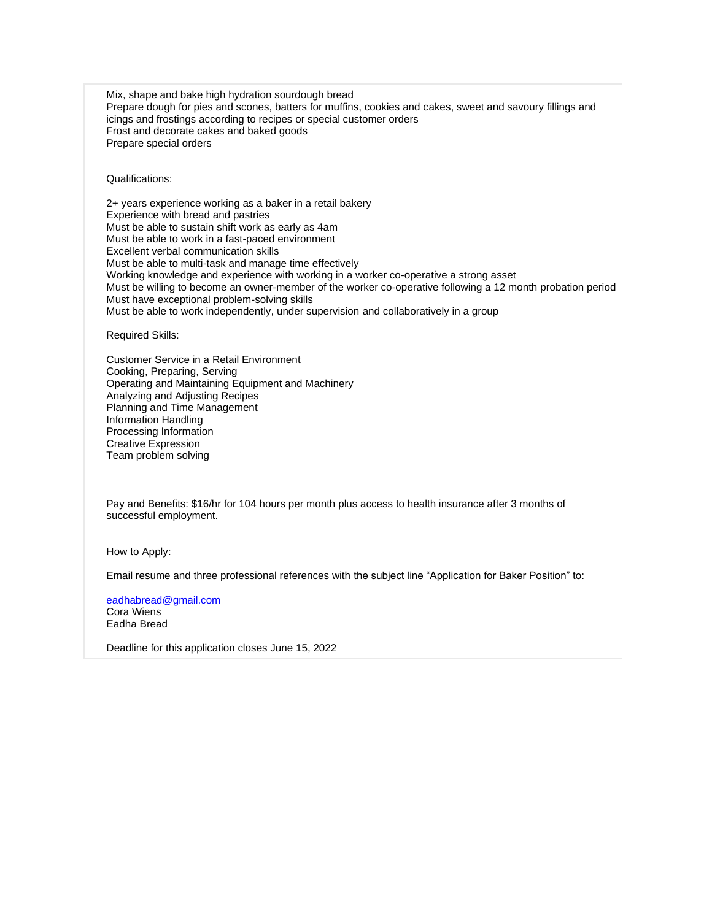Mix, shape and bake high hydration sourdough bread
Prepare dough for pies and scones, batters for muffins, cookies and cakes, sweet and savoury fillings and icings and frostings according to recipes or special customer orders
Frost and decorate cakes and baked goods
Prepare special orders

Qualifications:

2+ years experience working as a baker in a retail bakery
Experience with bread and pastries
Must be able to sustain shift work as early as 4am
Must be able to work in a fast-paced environment
Excellent verbal communication skills
Must be able to multi-task and manage time effectively
Working knowledge and experience with working in a worker co-operative a strong asset
Must be willing to become an owner-member of the worker co-operative following a 12 month probation period
Must have exceptional problem-solving skills
Must be able to work independently, under supervision and collaboratively in a group

Required Skills:

Customer Service in a Retail Environment
Cooking, Preparing, Serving
Operating and Maintaining Equipment and Machinery
Analyzing and Adjusting Recipes
Planning and Time Management
Information Handling
Processing Information
Creative Expression
Team problem solving

Pay and Benefits: $16/hr for 104 hours per month plus access to health insurance after 3 months of successful employment.

How to Apply:

Email resume and three professional references with the subject line "Application for Baker Position" to:

eadhabread@gmail.com
Cora Wiens
Eadha Bread

Deadline for this application closes June 15, 2022